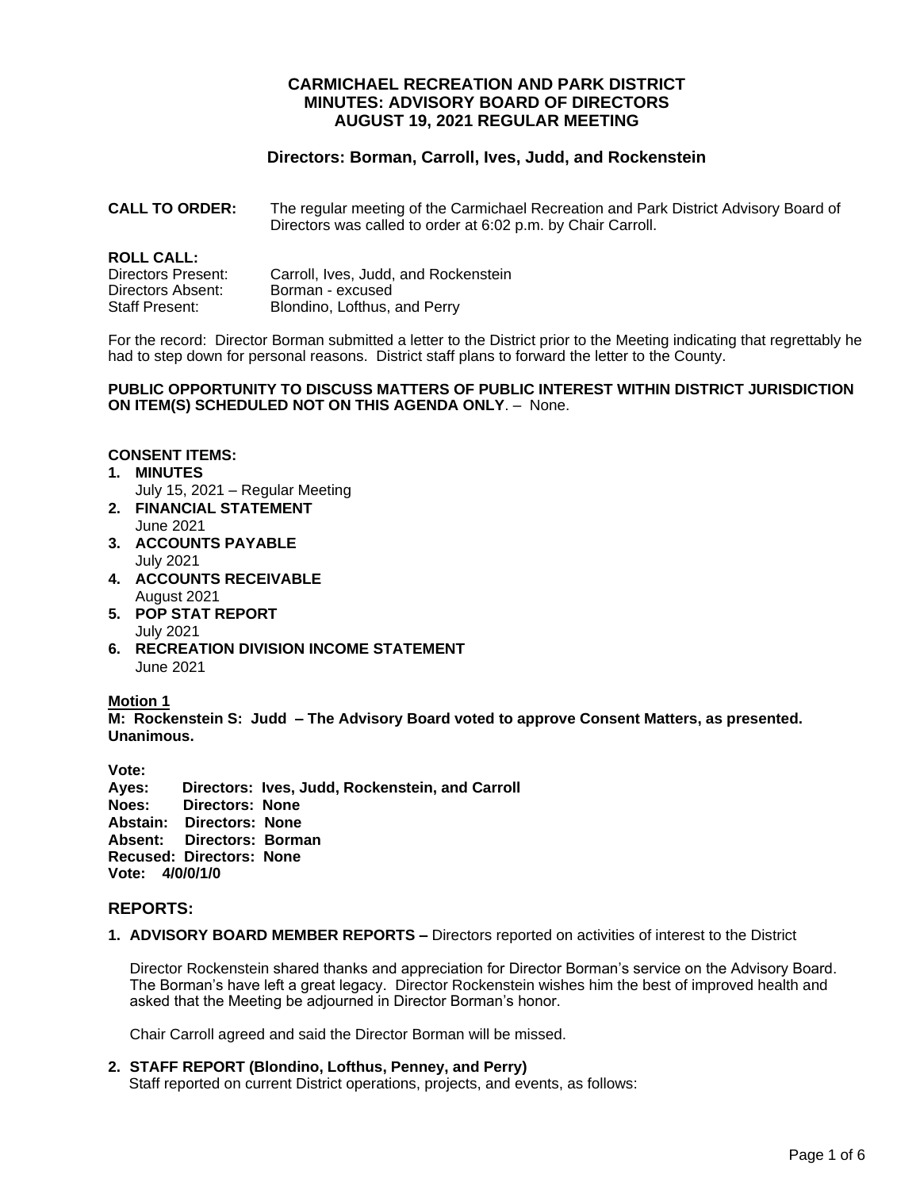# CARMICHAEL RECREATION AND PARK DISTRICT
# MINUTES: ADVISORY BOARD OF DIRECTORS
# AUGUST 19, 2021 REGULAR MEETING

## Directors: Borman, Carroll, Ives, Judd, and Rockenstein

**CALL TO ORDER:** The regular meeting of the Carmichael Recreation and Park District Advisory Board of Directors was called to order at 6:02 p.m. by Chair Carroll.

**ROLL CALL:**
Directors Present: Carroll, Ives, Judd, and Rockenstein
Directors Absent: Borman - excused
Staff Present: Blondino, Lofthus, and Perry

For the record: Director Borman submitted a letter to the District prior to the Meeting indicating that regrettably he had to step down for personal reasons. District staff plans to forward the letter to the County.

**PUBLIC OPPORTUNITY TO DISCUSS MATTERS OF PUBLIC INTEREST WITHIN DISTRICT JURISDICTION ON ITEM(S) SCHEDULED NOT ON THIS AGENDA ONLY**. – None.

**CONSENT ITEMS:**

1. **MINUTES**
   July 15, 2021 – Regular Meeting
2. **FINANCIAL STATEMENT**
   June 2021
3. **ACCOUNTS PAYABLE**
   July 2021
4. **ACCOUNTS RECEIVABLE**
   August 2021
5. **POP STAT REPORT**
   July 2021
6. **RECREATION DIVISION INCOME STATEMENT**
   June 2021

**Motion 1**
**M: Rockenstein S: Judd – The Advisory Board voted to approve Consent Matters, as presented. Unanimous.**

**Vote:**
**Ayes: Directors: Ives, Judd, Rockenstein, and Carroll**
**Noes: Directors: None**
**Abstain: Directors: None**
**Absent: Directors: Borman**
**Recused: Directors: None**
**Vote: 4/0/0/1/0**

## REPORTS:

1. **ADVISORY BOARD MEMBER REPORTS –** Directors reported on activities of interest to the District

   Director Rockenstein shared thanks and appreciation for Director Borman's service on the Advisory Board. The Borman's have left a great legacy. Director Rockenstein wishes him the best of improved health and asked that the Meeting be adjourned in Director Borman's honor.

   Chair Carroll agreed and said the Director Borman will be missed.

2. **STAFF REPORT (Blondino, Lofthus, Penney, and Perry)**
   Staff reported on current District operations, projects, and events, as follows: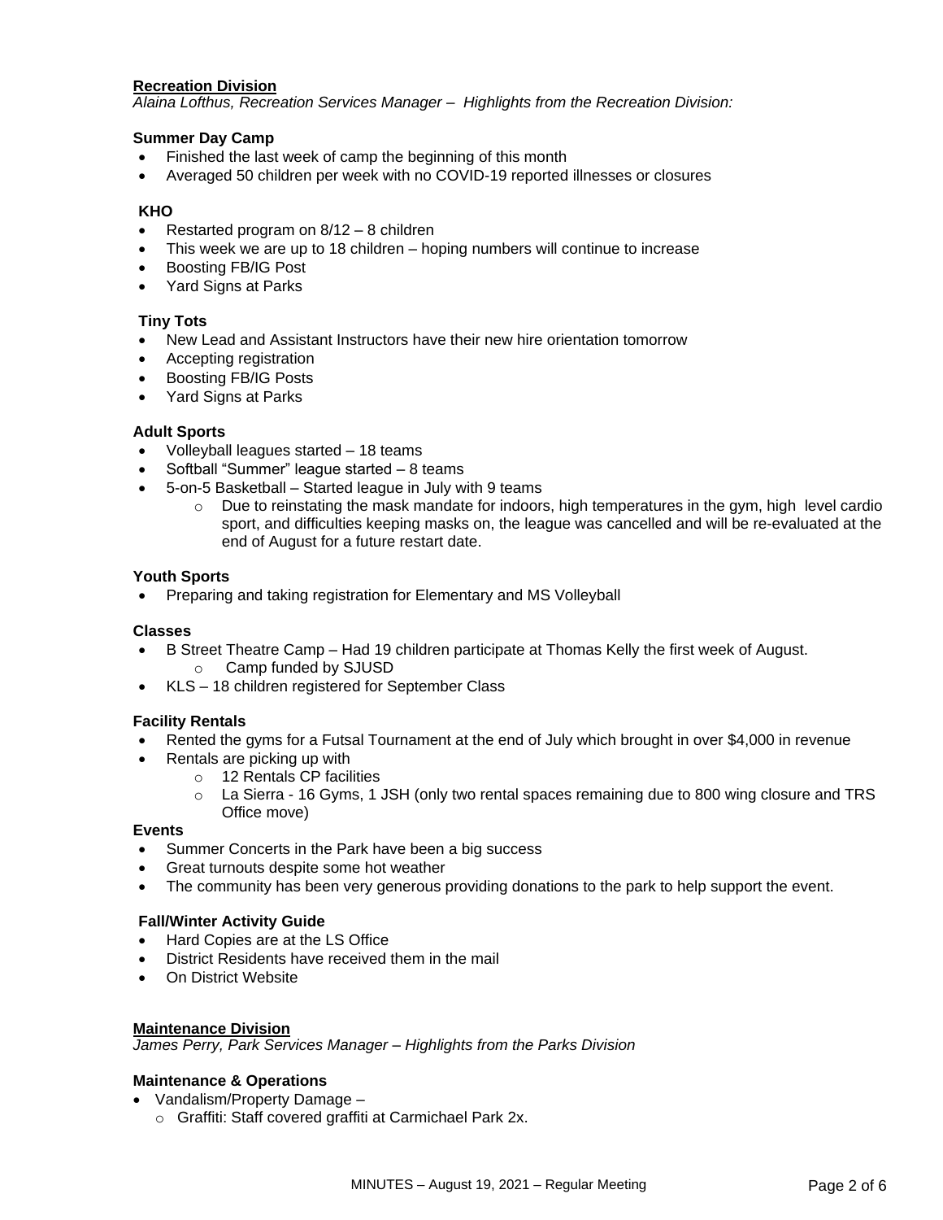**<u>Recreation Division</u>**

*Alaina Lofthus, Recreation Services Manager – Highlights from the Recreation Division:*

**Summer Day Camp**

- Finished the last week of camp the beginning of this month
- Averaged 50 children per week with no COVID-19 reported illnesses or closures

**KHO**

- Restarted program on 8/12 – 8 children
- This week we are up to 18 children – hoping numbers will continue to increase
- Boosting FB/IG Post
- Yard Signs at Parks

**Tiny Tots**

- New Lead and Assistant Instructors have their new hire orientation tomorrow
- Accepting registration
- Boosting FB/IG Posts
- Yard Signs at Parks

**Adult Sports**

- Volleyball leagues started – 18 teams
- Softball "Summer" league started – 8 teams
- 5-on-5 Basketball – Started league in July with 9 teams
  - Due to reinstating the mask mandate for indoors, high temperatures in the gym, high level cardio sport, and difficulties keeping masks on, the league was cancelled and will be re-evaluated at the end of August for a future restart date.

**Youth Sports**

- Preparing and taking registration for Elementary and MS Volleyball

**Classes**

- B Street Theatre Camp – Had 19 children participate at Thomas Kelly the first week of August.
  - Camp funded by SJUSD
- KLS – 18 children registered for September Class

**Facility Rentals**

- Rented the gyms for a Futsal Tournament at the end of July which brought in over $4,000 in revenue
- Rentals are picking up with
  - 12 Rentals CP facilities
  - La Sierra - 16 Gyms, 1 JSH (only two rental spaces remaining due to 800 wing closure and TRS Office move)

**Events**

- Summer Concerts in the Park have been a big success
- Great turnouts despite some hot weather
- The community has been very generous providing donations to the park to help support the event.

**Fall/Winter Activity Guide**

- Hard Copies are at the LS Office
- District Residents have received them in the mail
- On District Website

**<u>Maintenance Division</u>**

*James Perry, Park Services Manager – Highlights from the Parks Division*

**Maintenance & Operations**

- Vandalism/Property Damage –
  - Graffiti: Staff covered graffiti at Carmichael Park 2x.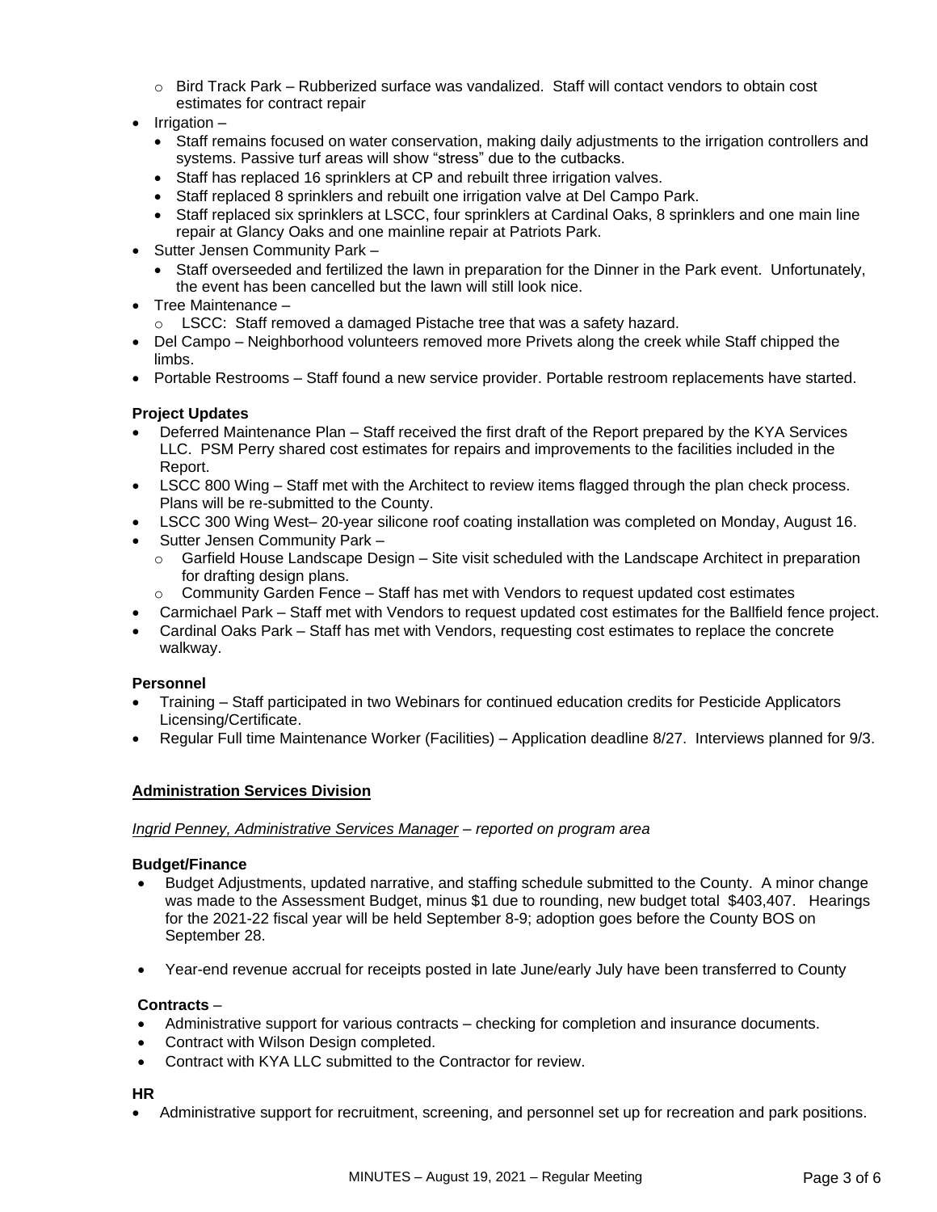- Bird Track Park – Rubberized surface was vandalized. Staff will contact vendors to obtain cost estimates for contract repair
- Irrigation –
  - Staff remains focused on water conservation, making daily adjustments to the irrigation controllers and systems. Passive turf areas will show "stress" due to the cutbacks.
  - Staff has replaced 16 sprinklers at CP and rebuilt three irrigation valves.
  - Staff replaced 8 sprinklers and rebuilt one irrigation valve at Del Campo Park.
  - Staff replaced six sprinklers at LSCC, four sprinklers at Cardinal Oaks, 8 sprinklers and one main line repair at Glancy Oaks and one mainline repair at Patriots Park.
- Sutter Jensen Community Park –
  - Staff overseeded and fertilized the lawn in preparation for the Dinner in the Park event. Unfortunately, the event has been cancelled but the lawn will still look nice.
- Tree Maintenance –
  - LSCC: Staff removed a damaged Pistache tree that was a safety hazard.
- Del Campo – Neighborhood volunteers removed more Privets along the creek while Staff chipped the limbs.
- Portable Restrooms – Staff found a new service provider. Portable restroom replacements have started.

**Project Updates**

- Deferred Maintenance Plan – Staff received the first draft of the Report prepared by the KYA Services LLC. PSM Perry shared cost estimates for repairs and improvements to the facilities included in the Report.
- LSCC 800 Wing – Staff met with the Architect to review items flagged through the plan check process. Plans will be re-submitted to the County.
- LSCC 300 Wing West– 20-year silicone roof coating installation was completed on Monday, August 16.
- Sutter Jensen Community Park –
  - Garfield House Landscape Design – Site visit scheduled with the Landscape Architect in preparation for drafting design plans.
  - Community Garden Fence – Staff has met with Vendors to request updated cost estimates
- Carmichael Park – Staff met with Vendors to request updated cost estimates for the Ballfield fence project.
- Cardinal Oaks Park – Staff has met with Vendors, requesting cost estimates to replace the concrete walkway.

**Personnel**

- Training – Staff participated in two Webinars for continued education credits for Pesticide Applicators Licensing/Certificate.
- Regular Full time Maintenance Worker (Facilities) – Application deadline 8/27. Interviews planned for 9/3.

**Administration Services Division**

*Ingrid Penney, Administrative Services Manager – reported on program area*

**Budget/Finance**

- Budget Adjustments, updated narrative, and staffing schedule submitted to the County. A minor change was made to the Assessment Budget, minus $1 due to rounding, new budget total $403,407. Hearings for the 2021-22 fiscal year will be held September 8-9; adoption goes before the County BOS on September 28.
- Year-end revenue accrual for receipts posted in late June/early July have been transferred to County

**Contracts** –

- Administrative support for various contracts – checking for completion and insurance documents.
- Contract with Wilson Design completed.
- Contract with KYA LLC submitted to the Contractor for review.

**HR**

- Administrative support for recruitment, screening, and personnel set up for recreation and park positions.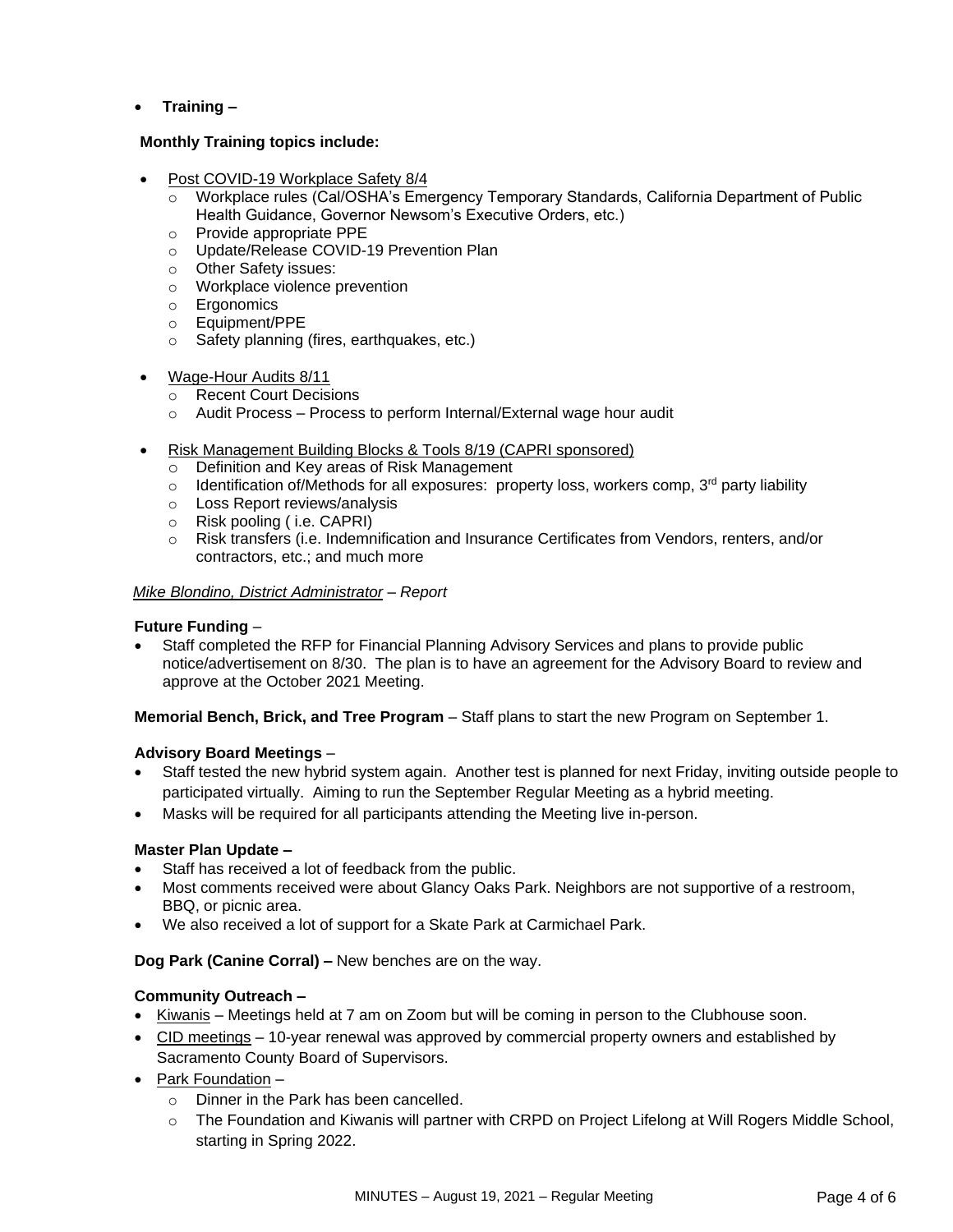- **Training –**

**Monthly Training topics include:**

- Post COVID-19 Workplace Safety 8/4
  - Workplace rules (Cal/OSHA's Emergency Temporary Standards, California Department of Public Health Guidance, Governor Newsom's Executive Orders, etc.)
  - Provide appropriate PPE
  - Update/Release COVID-19 Prevention Plan
  - Other Safety issues:
  - Workplace violence prevention
  - Ergonomics
  - Equipment/PPE
  - Safety planning (fires, earthquakes, etc.)

- Wage-Hour Audits 8/11
  - Recent Court Decisions
  - Audit Process – Process to perform Internal/External wage hour audit

- Risk Management Building Blocks & Tools 8/19 (CAPRI sponsored)
  - Definition and Key areas of Risk Management
  - Identification of/Methods for all exposures: property loss, workers comp, 3rd party liability
  - Loss Report reviews/analysis
  - Risk pooling ( i.e. CAPRI)
  - Risk transfers (i.e. Indemnification and Insurance Certificates from Vendors, renters, and/or contractors, etc.; and much more

*Mike Blondino, District Administrator – Report*

**Future Funding** –

- Staff completed the RFP for Financial Planning Advisory Services and plans to provide public notice/advertisement on 8/30. The plan is to have an agreement for the Advisory Board to review and approve at the October 2021 Meeting.

**Memorial Bench, Brick, and Tree Program** – Staff plans to start the new Program on September 1.

**Advisory Board Meetings** –

- Staff tested the new hybrid system again. Another test is planned for next Friday, inviting outside people to participated virtually. Aiming to run the September Regular Meeting as a hybrid meeting.
- Masks will be required for all participants attending the Meeting live in-person.

**Master Plan Update –**

- Staff has received a lot of feedback from the public.
- Most comments received were about Glancy Oaks Park. Neighbors are not supportive of a restroom, BBQ, or picnic area.
- We also received a lot of support for a Skate Park at Carmichael Park.

**Dog Park (Canine Corral) –** New benches are on the way.

**Community Outreach –**

- Kiwanis – Meetings held at 7 am on Zoom but will be coming in person to the Clubhouse soon.
- CID meetings – 10-year renewal was approved by commercial property owners and established by Sacramento County Board of Supervisors.
- Park Foundation –
  - Dinner in the Park has been cancelled.
  - The Foundation and Kiwanis will partner with CRPD on Project Lifelong at Will Rogers Middle School, starting in Spring 2022.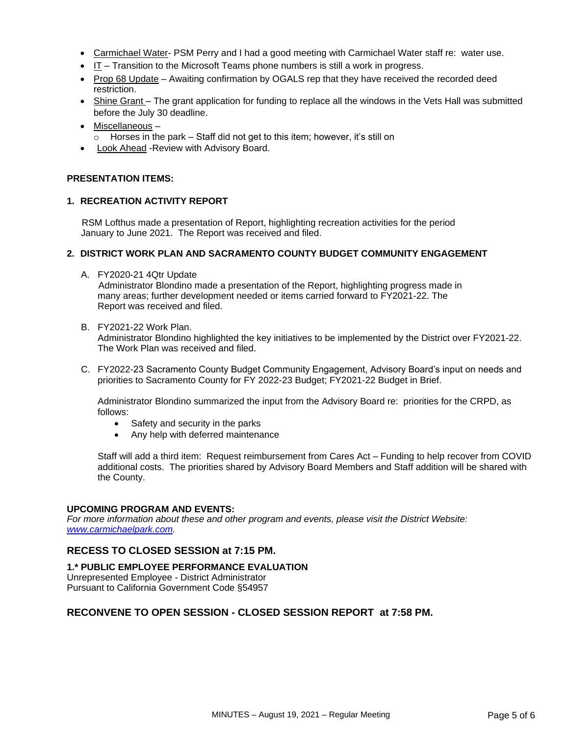- Carmichael Water- PSM Perry and I had a good meeting with Carmichael Water staff re: water use.
- IT – Transition to the Microsoft Teams phone numbers is still a work in progress.
- Prop 68 Update – Awaiting confirmation by OGALS rep that they have received the recorded deed restriction.
- Shine Grant – The grant application for funding to replace all the windows in the Vets Hall was submitted before the July 30 deadline.
- Miscellaneous –
  - Horses in the park – Staff did not get to this item; however, it's still on
- Look Ahead -Review with Advisory Board.

**PRESENTATION ITEMS:**

**1. RECREATION ACTIVITY REPORT**

RSM Lofthus made a presentation of Report, highlighting recreation activities for the period January to June 2021. The Report was received and filed.

**2. DISTRICT WORK PLAN AND SACRAMENTO COUNTY BUDGET COMMUNITY ENGAGEMENT**

A. FY2020-21 4Qtr Update
Administrator Blondino made a presentation of the Report, highlighting progress made in many areas; further development needed or items carried forward to FY2021-22. The Report was received and filed.

B. FY2021-22 Work Plan.
Administrator Blondino highlighted the key initiatives to be implemented by the District over FY2021-22. The Work Plan was received and filed.

C. FY2022-23 Sacramento County Budget Community Engagement, Advisory Board's input on needs and priorities to Sacramento County for FY 2022-23 Budget; FY2021-22 Budget in Brief.

Administrator Blondino summarized the input from the Advisory Board re: priorities for the CRPD, as follows:

- Safety and security in the parks
- Any help with deferred maintenance

Staff will add a third item: Request reimbursement from Cares Act – Funding to help recover from COVID additional costs. The priorities shared by Advisory Board Members and Staff addition will be shared with the County.

**UPCOMING PROGRAM AND EVENTS:**
*For more information about these and other program and events, please visit the District Website: [www.carmichaelpark.com](http://www.carmichaelpark.com).*

## RECESS TO CLOSED SESSION at 7:15 PM.

**1.* PUBLIC EMPLOYEE PERFORMANCE EVALUATION**
Unrepresented Employee - District Administrator
Pursuant to California Government Code §54957

## RECONVENE TO OPEN SESSION - CLOSED SESSION REPORT at 7:58 PM.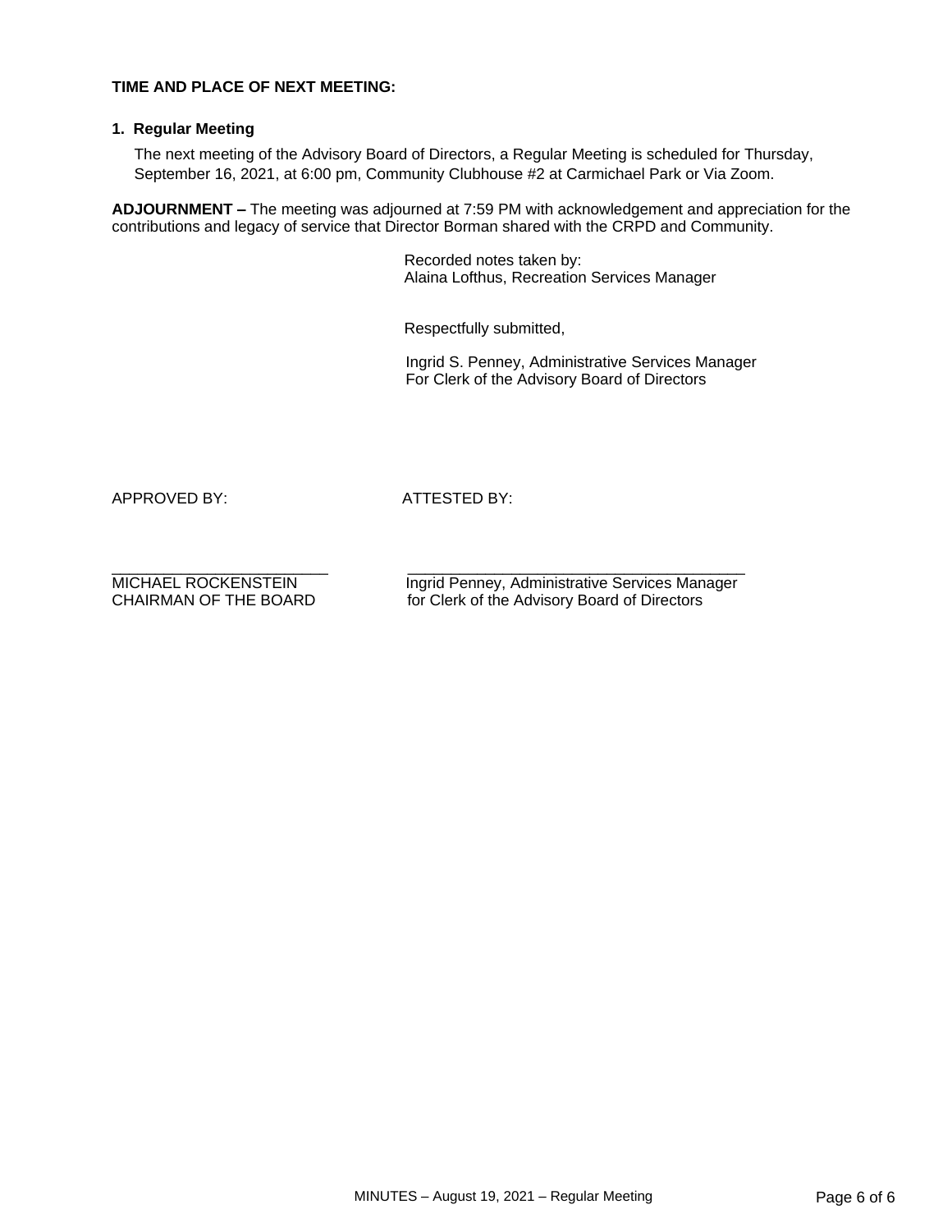**TIME AND PLACE OF NEXT MEETING:**

**1. Regular Meeting**

The next meeting of the Advisory Board of Directors, a Regular Meeting is scheduled for Thursday, September 16, 2021, at 6:00 pm, Community Clubhouse #2 at Carmichael Park or Via Zoom.

**ADJOURNMENT –** The meeting was adjourned at 7:59 PM with acknowledgement and appreciation for the contributions and legacy of service that Director Borman shared with the CRPD and Community.

Recorded notes taken by:
Alaina Lofthus, Recreation Services Manager

Respectfully submitted,

Ingrid S. Penney, Administrative Services Manager
For Clerk of the Advisory Board of Directors

APPROVED BY:

ATTESTED BY:

\_\_\_\_\_\_\_\_\_\_\_\_\_\_\_\_\_\_\_\_\_\_\_\_\_\_
MICHAEL ROCKENSTEIN
CHAIRMAN OF THE BOARD

\_\_\_\_\_\_\_\_\_\_\_\_\_\_\_\_\_\_\_\_\_\_\_\_\_\_\_\_\_\_\_\_\_\_\_\_\_\_\_\_
Ingrid Penney, Administrative Services Manager
for Clerk of the Advisory Board of Directors